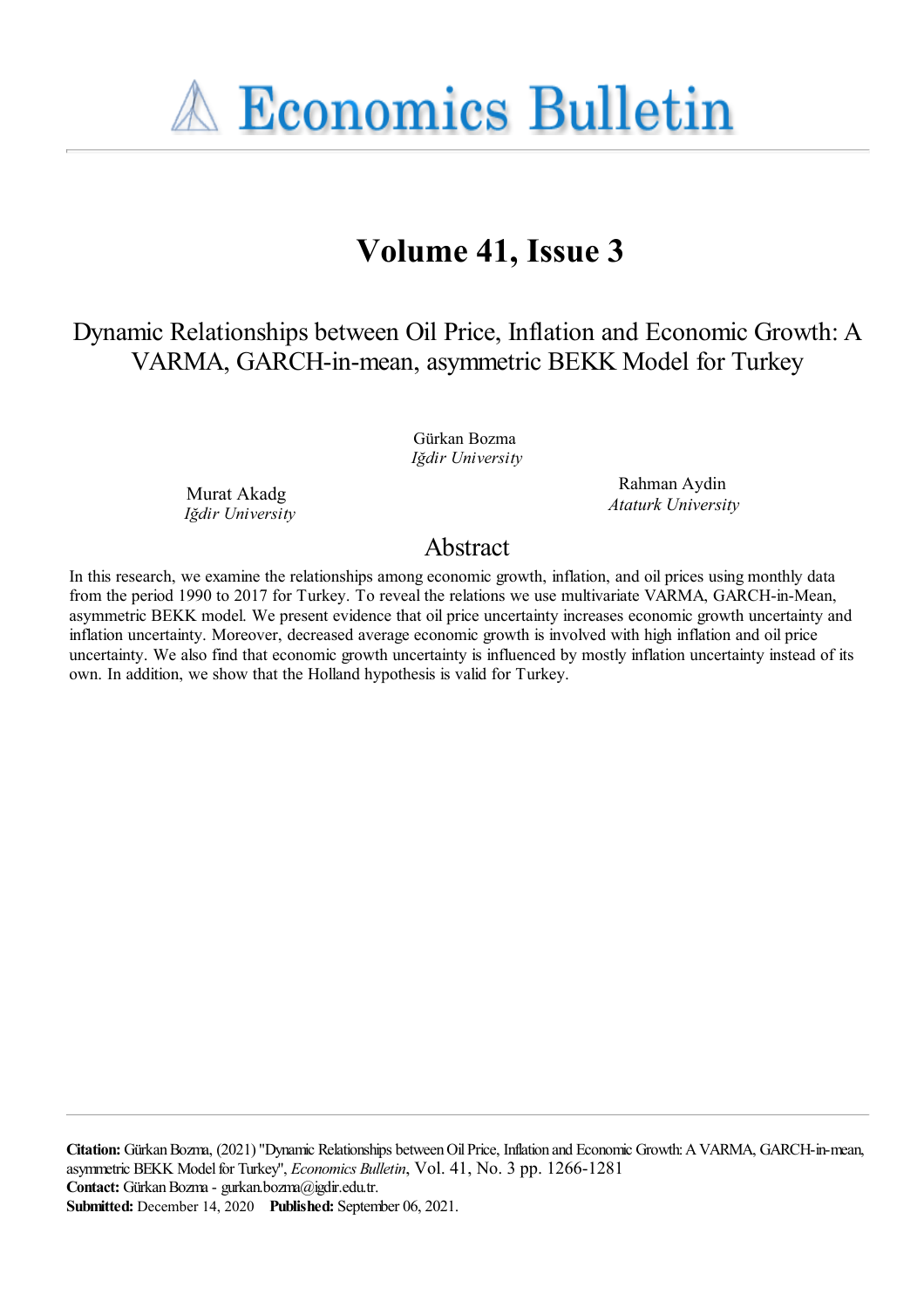# Economics Bulletin

## Volume 41, Issue 3

### Dynamic Relationships between Oil Price, Inflation and Economic Growth: A VARMA, GARCH-in-mean, asymmetric BEKK Model for Turkey

Gürkan Bozma
*Iğdir University*

Murat Akadg
*Iğdir University*

Rahman Aydin
*Ataturk University*

## Abstract

In this research, we examine the relationships among economic growth, inflation, and oil prices using monthly data from the period 1990 to 2017 for Turkey. To reveal the relations we use multivariate VARMA, GARCH-in-Mean, asymmetric BEKK model. We present evidence that oil price uncertainty increases economic growth uncertainty and inflation uncertainty. Moreover, decreased average economic growth is involved with high inflation and oil price uncertainty. We also find that economic growth uncertainty is influenced by mostly inflation uncertainty instead of its own. In addition, we show that the Holland hypothesis is valid for Turkey.

**Citation:** Gürkan Bozma, (2021) "Dynamic Relationships between Oil Price, Inflation and Economic Growth: A VARMA, GARCH-in-Mean, asymmetric BEKK Model for Turkey", *Economics Bulletin*, Vol. 41, No. 3 pp. 1266-1281
**Contact:** Gürkan Bozma - gurkan.bozma@igdir.edu.tr.
**Submitted:** December 14, 2020 **Published:** September 06, 2021.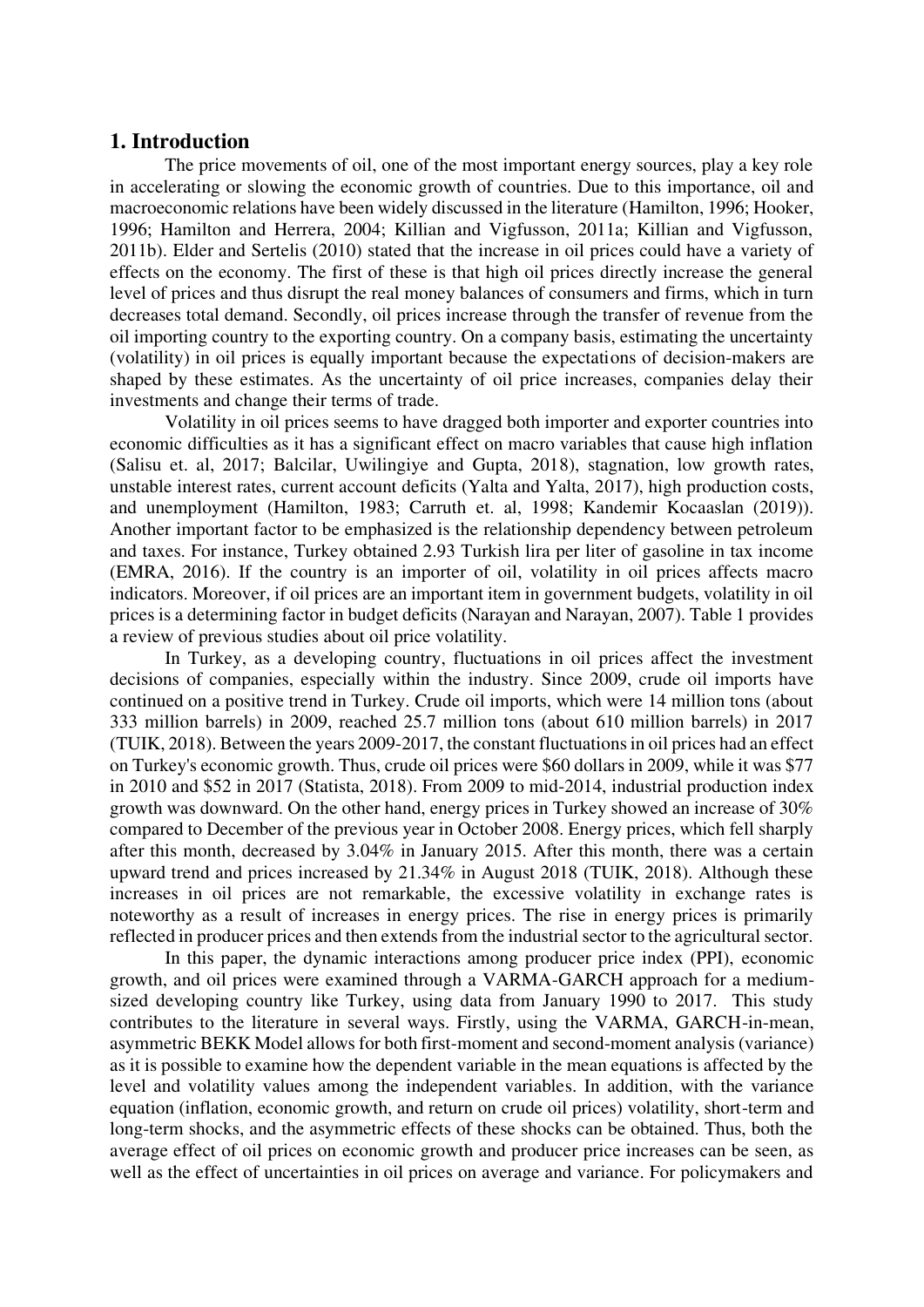## 1. Introduction

The price movements of oil, one of the most important energy sources, play a key role in accelerating or slowing the economic growth of countries. Due to this importance, oil and macroeconomic relations have been widely discussed in the literature (Hamilton, 1996; Hooker, 1996; Hamilton and Herrera, 2004; Killian and Vigfusson, 2011a; Killian and Vigfusson, 2011b). Elder and Sertelis (2010) stated that the increase in oil prices could have a variety of effects on the economy. The first of these is that high oil prices directly increase the general level of prices and thus disrupt the real money balances of consumers and firms, which in turn decreases total demand. Secondly, oil prices increase through the transfer of revenue from the oil importing country to the exporting country. On a company basis, estimating the uncertainty (volatility) in oil prices is equally important because the expectations of decision-makers are shaped by these estimates. As the uncertainty of oil price increases, companies delay their investments and change their terms of trade.

Volatility in oil prices seems to have dragged both importer and exporter countries into economic difficulties as it has a significant effect on macro variables that cause high inflation (Salisu et. al, 2017; Balcilar, Uwilingiye and Gupta, 2018), stagnation, low growth rates, unstable interest rates, current account deficits (Yalta and Yalta, 2017), high production costs, and unemployment (Hamilton, 1983; Carruth et. al, 1998; Kandemir Kocaaslan (2019)). Another important factor to be emphasized is the relationship dependency between petroleum and taxes. For instance, Turkey obtained 2.93 Turkish lira per liter of gasoline in tax income (EMRA, 2016). If the country is an importer of oil, volatility in oil prices affects macro indicators. Moreover, if oil prices are an important item in government budgets, volatility in oil prices is a determining factor in budget deficits (Narayan and Narayan, 2007). Table 1 provides a review of previous studies about oil price volatility.

In Turkey, as a developing country, fluctuations in oil prices affect the investment decisions of companies, especially within the industry. Since 2009, crude oil imports have continued on a positive trend in Turkey. Crude oil imports, which were 14 million tons (about 333 million barrels) in 2009, reached 25.7 million tons (about 610 million barrels) in 2017 (TUIK, 2018). Between the years 2009-2017, the constant fluctuations in oil prices had an effect on Turkey's economic growth. Thus, crude oil prices were $60 dollars in 2009, while it was $77 in 2010 and $52 in 2017 (Statista, 2018). From 2009 to mid-2014, industrial production index growth was downward. On the other hand, energy prices in Turkey showed an increase of 30% compared to December of the previous year in October 2008. Energy prices, which fell sharply after this month, decreased by 3.04% in January 2015. After this month, there was a certain upward trend and prices increased by 21.34% in August 2018 (TUIK, 2018). Although these increases in oil prices are not remarkable, the excessive volatility in exchange rates is noteworthy as a result of increases in energy prices. The rise in energy prices is primarily reflected in producer prices and then extends from the industrial sector to the agricultural sector.

In this paper, the dynamic interactions among producer price index (PPI), economic growth, and oil prices were examined through a VARMA-GARCH approach for a medium-sized developing country like Turkey, using data from January 1990 to 2017. This study contributes to the literature in several ways. Firstly, using the VARMA, GARCH-in-mean, asymmetric BEKK Model allows for both first-moment and second-moment analysis (variance) as it is possible to examine how the dependent variable in the mean equations is affected by the level and volatility values among the independent variables. In addition, with the variance equation (inflation, economic growth, and return on crude oil prices) volatility, short-term and long-term shocks, and the asymmetric effects of these shocks can be obtained. Thus, both the average effect of oil prices on economic growth and producer price increases can be seen, as well as the effect of uncertainties in oil prices on average and variance. For policymakers and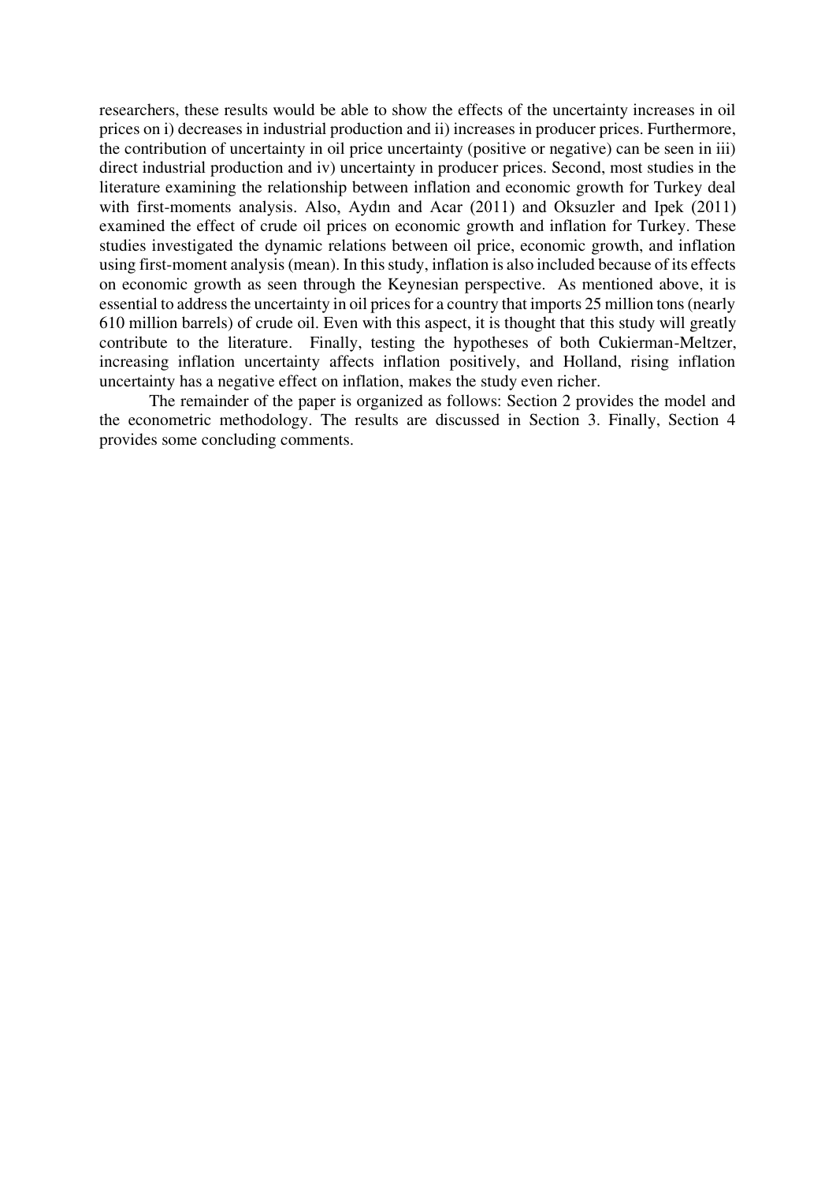researchers, these results would be able to show the effects of the uncertainty increases in oil prices on i) decreases in industrial production and ii) increases in producer prices. Furthermore, the contribution of uncertainty in oil price uncertainty (positive or negative) can be seen in iii) direct industrial production and iv) uncertainty in producer prices. Second, most studies in the literature examining the relationship between inflation and economic growth for Turkey deal with first-moments analysis. Also, Aydın and Acar (2011) and Oksuzler and Ipek (2011) examined the effect of crude oil prices on economic growth and inflation for Turkey. These studies investigated the dynamic relations between oil price, economic growth, and inflation using first-moment analysis (mean). In this study, inflation is also included because of its effects on economic growth as seen through the Keynesian perspective. As mentioned above, it is essential to address the uncertainty in oil prices for a country that imports 25 million tons (nearly 610 million barrels) of crude oil. Even with this aspect, it is thought that this study will greatly contribute to the literature. Finally, testing the hypotheses of both Cukierman-Meltzer, increasing inflation uncertainty affects inflation positively, and Holland, rising inflation uncertainty has a negative effect on inflation, makes the study even richer.

The remainder of the paper is organized as follows: Section 2 provides the model and the econometric methodology. The results are discussed in Section 3. Finally, Section 4 provides some concluding comments.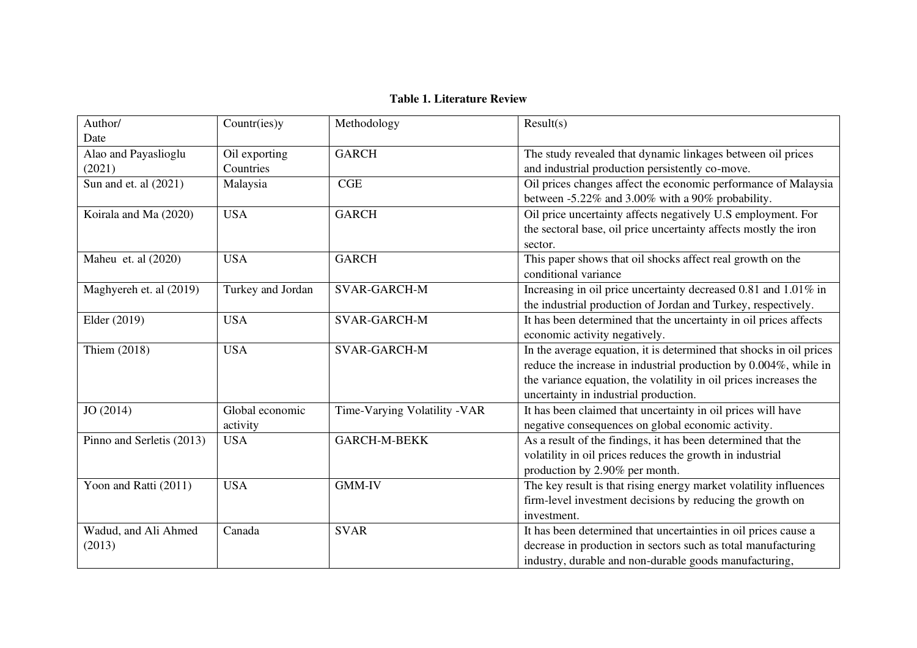**Table 1. Literature Review**

| Author/ Date | Countr(ies)y | Methodology | Result(s) |
|---|---|---|---|
| Alao and Payaslioglu (2021) | Oil exporting Countries | GARCH | The study revealed that dynamic linkages between oil prices and industrial production persistently co-move. |
| Sun and et. al (2021) | Malaysia | CGE | Oil prices changes affect the economic performance of Malaysia between -5.22% and 3.00% with a 90% probability. |
| Koirala and Ma (2020) | USA | GARCH | Oil price uncertainty affects negatively U.S employment. For the sectoral base, oil price uncertainty affects mostly the iron sector. |
| Maheu et. al (2020) | USA | GARCH | This paper shows that oil shocks affect real growth on the conditional variance |
| Maghyereh et. al (2019) | Turkey and Jordan | SVAR-GARCH-M | Increasing in oil price uncertainty decreased 0.81 and 1.01% in the industrial production of Jordan and Turkey, respectively. |
| Elder (2019) | USA | SVAR-GARCH-M | It has been determined that the uncertainty in oil prices affects economic activity negatively. |
| Thiem (2018) | USA | SVAR-GARCH-M | In the average equation, it is determined that shocks in oil prices reduce the increase in industrial production by 0.004%, while in the variance equation, the volatility in oil prices increases the uncertainty in industrial production. |
| JO (2014) | Global economic activity | Time-Varying Volatility -VAR | It has been claimed that uncertainty in oil prices will have negative consequences on global economic activity. |
| Pinno and Serletis (2013) | USA | GARCH-M-BEKK | As a result of the findings, it has been determined that the volatility in oil prices reduces the growth in industrial production by 2.90% per month. |
| Yoon and Ratti (2011) | USA | GMM-IV | The key result is that rising energy market volatility influences firm-level investment decisions by reducing the growth on investment. |
| Wadud, and Ali Ahmed (2013) | Canada | SVAR | It has been determined that uncertainties in oil prices cause a decrease in production in sectors such as total manufacturing industry, durable and non-durable goods manufacturing, |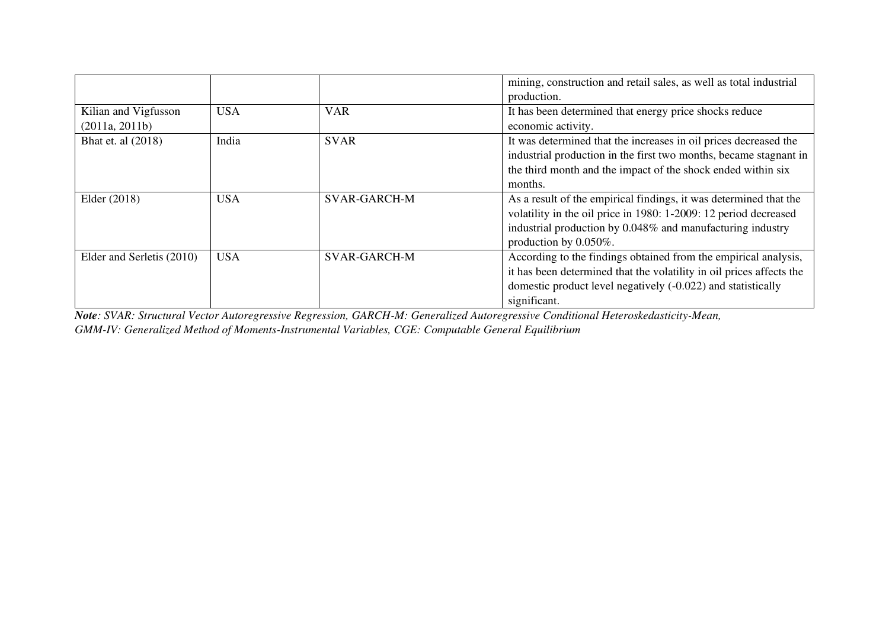| | | | |
|---|---|---|---|
| | | | mining, construction and retail sales, as well as total industrial production. |
| Kilian and Vigfusson (2011a, 2011b) | USA | VAR | It has been determined that energy price shocks reduce economic activity. |
| Bhat et. al (2018) | India | SVAR | It was determined that the increases in oil prices decreased the industrial production in the first two months, became stagnant in the third month and the impact of the shock ended within six months. |
| Elder (2018) | USA | SVAR-GARCH-M | As a result of the empirical findings, it was determined that the volatility in the oil price in 1980: 1-2009: 12 period decreased industrial production by 0.048% and manufacturing industry production by 0.050%. |
| Elder and Serletis (2010) | USA | SVAR-GARCH-M | According to the findings obtained from the empirical analysis, it has been determined that the volatility in oil prices affects the domestic product level negatively (-0.022) and statistically significant. |

***Note****: SVAR: Structural Vector Autoregressive Regression, GARCH-M: Generalized Autoregressive Conditional Heteroskedasticity-Mean, GMM-IV: Generalized Method of Moments-Instrumental Variables, CGE: Computable General Equilibrium*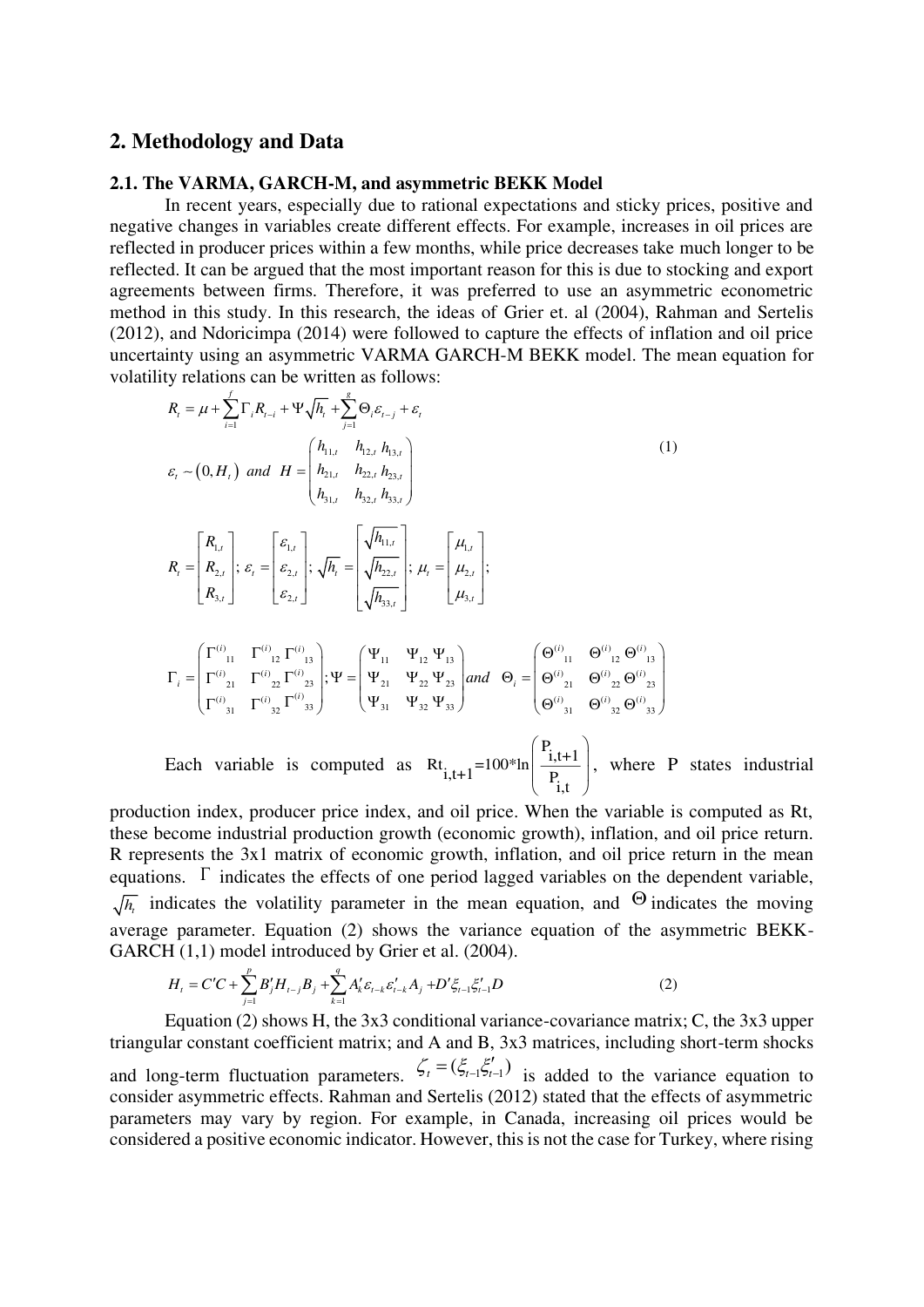## 2. Methodology and Data

### 2.1. The VARMA, GARCH-M, and asymmetric BEKK Model

In recent years, especially due to rational expectations and sticky prices, positive and negative changes in variables create different effects. For example, increases in oil prices are reflected in producer prices within a few months, while price decreases take much longer to be reflected. It can be argued that the most important reason for this is due to stocking and export agreements between firms. Therefore, it was preferred to use an asymmetric econometric method in this study. In this research, the ideas of Grier et. al (2004), Rahman and Sertelis (2012), and Ndoricimpa (2014) were followed to capture the effects of inflation and oil price uncertainty using an asymmetric VARMA GARCH-M BEKK model. The mean equation for volatility relations can be written as follows:

$$R_t = \mu + \sum_{i=1}^{f} \Gamma_i R_{t-i} + \Psi \sqrt{h_t} + \sum_{j=1}^{g} \Theta_i \varepsilon_{t-j} + \varepsilon_t$$

$$\varepsilon_t \sim (0, H_t) \;\; and \;\; H = \begin{pmatrix} h_{11,t} & h_{12,t} & h_{13,t} \\ h_{21,t} & h_{22,t} & h_{23,t} \\ h_{31,t} & h_{32,t} & h_{33,t} \end{pmatrix} \tag{1}$$

$$R_t = \begin{bmatrix} R_{1,t} \\ R_{2,t} \\ R_{3,t} \end{bmatrix}; \; \varepsilon_t = \begin{bmatrix} \varepsilon_{1,t} \\ \varepsilon_{2,t} \\ \varepsilon_{2,t} \end{bmatrix}; \; \sqrt{h_t} = \begin{bmatrix} \sqrt{h_{11,t}} \\ \sqrt{h_{22,t}} \\ \sqrt{h_{33,t}} \end{bmatrix}; \; \mu_t = \begin{bmatrix} \mu_{1,t} \\ \mu_{2,t} \\ \mu_{3,t} \end{bmatrix};$$

$$\Gamma_i = \begin{pmatrix} \Gamma^{(i)}_{11} & \Gamma^{(i)}_{12} & \Gamma^{(i)}_{13} \\ \Gamma^{(i)}_{21} & \Gamma^{(i)}_{22} & \Gamma^{(i)}_{23} \\ \Gamma^{(i)}_{31} & \Gamma^{(i)}_{32} & \Gamma^{(i)}_{33} \end{pmatrix}; \Psi = \begin{pmatrix} \Psi_{11} & \Psi_{12} & \Psi_{13} \\ \Psi_{21} & \Psi_{22} & \Psi_{23} \\ \Psi_{31} & \Psi_{32} & \Psi_{33} \end{pmatrix} and \;\; \Theta_i = \begin{pmatrix} \Theta^{(i)}_{11} & \Theta^{(i)}_{12} & \Theta^{(i)}_{13} \\ \Theta^{(i)}_{21} & \Theta^{(i)}_{22} & \Theta^{(i)}_{23} \\ \Theta^{(i)}_{31} & \Theta^{(i)}_{32} & \Theta^{(i)}_{33} \end{pmatrix}$$

Each variable is computed as $Rt_{i,t+1} = 100 * \ln\left(\frac{P_{i,t+1}}{P_{i,t}}\right)$, where P states industrial production index, producer price index, and oil price. When the variable is computed as Rt, these become industrial production growth (economic growth), inflation, and oil price return. R represents the 3x1 matrix of economic growth, inflation, and oil price return in the mean equations. $\Gamma$ indicates the effects of one period lagged variables on the dependent variable, $\sqrt{h_t}$ indicates the volatility parameter in the mean equation, and $\Theta$ indicates the moving average parameter. Equation (2) shows the variance equation of the asymmetric BEKK-GARCH (1,1) model introduced by Grier et al. (2004).

$$H_t = C'C + \sum_{j=1}^{p} B_j' H_{t-j} B_j + \sum_{k=1}^{q} A_k' \varepsilon_{t-k} \varepsilon_{t-k}' A_j + D' \xi_{t-1} \xi_{t-1}' D \tag{2}$$

Equation (2) shows H, the 3x3 conditional variance-covariance matrix; C, the 3x3 upper triangular constant coefficient matrix; and A and B, 3x3 matrices, including short-term shocks and long-term fluctuation parameters. $\zeta_t = (\xi_{t-1} \xi_{t-1}')$ is added to the variance equation to consider asymmetric effects. Rahman and Sertelis (2012) stated that the effects of asymmetric parameters may vary by region. For example, in Canada, increasing oil prices would be considered a positive economic indicator. However, this is not the case for Turkey, where rising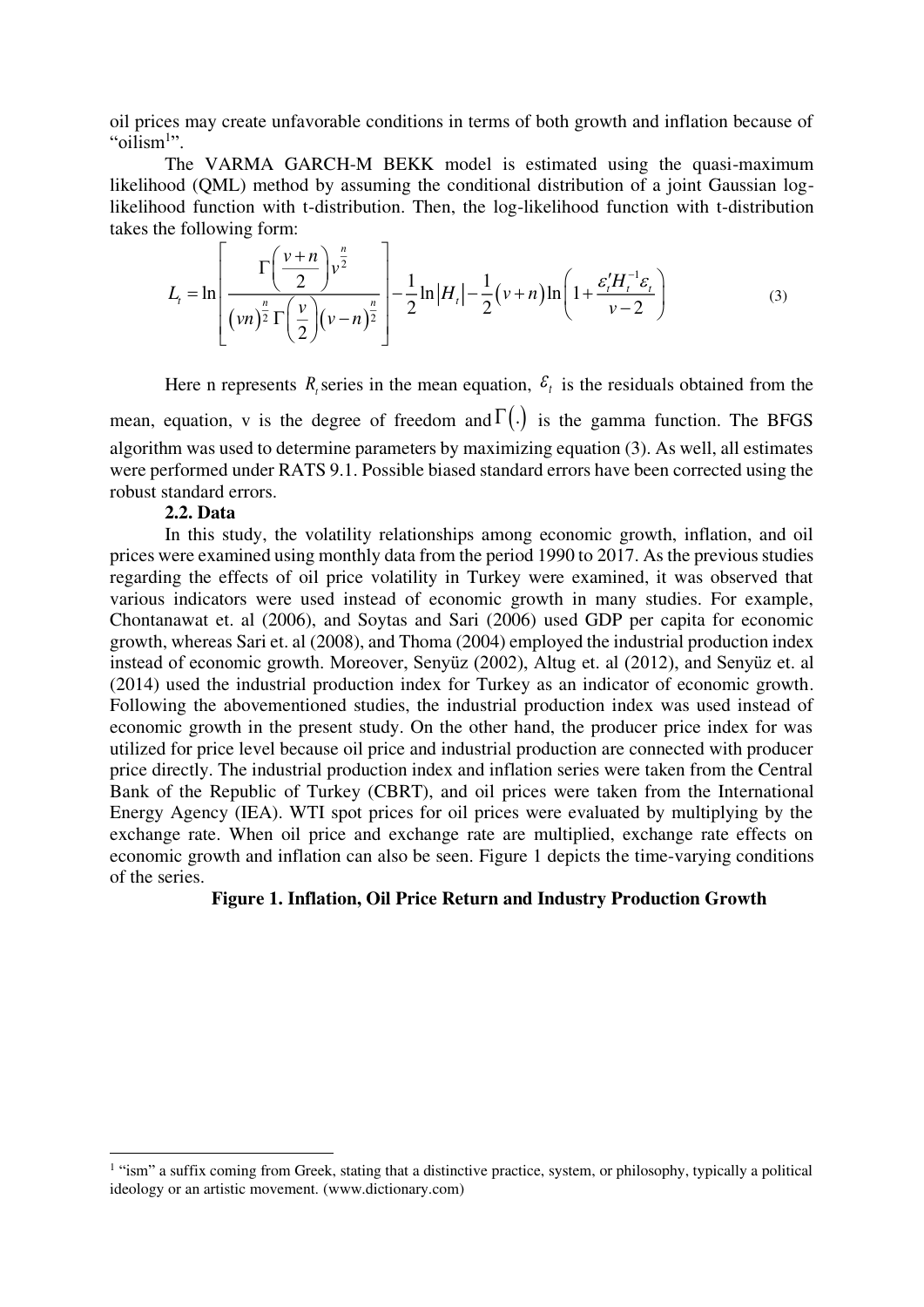oil prices may create unfavorable conditions in terms of both growth and inflation because of "oilism[1]".

The VARMA GARCH-M BEKK model is estimated using the quasi-maximum likelihood (QML) method by assuming the conditional distribution of a joint Gaussian log-likelihood function with t-distribution. Then, the log-likelihood function with t-distribution takes the following form:

$$L_t = \ln\left[\frac{\Gamma\left(\frac{v+n}{2}\right)v^{\frac{n}{2}}}{(vn)^{\frac{n}{2}}\Gamma\left(\frac{v}{2}\right)(v-n)^{\frac{n}{2}}}\right] - \frac{1}{2}\ln|H_t| - \frac{1}{2}(v+n)\ln\left(1+\frac{\varepsilon_t' H_t^{-1}\varepsilon_t}{v-2}\right) \tag{3}$$

Here n represents $R_t$ series in the mean equation, $\varepsilon_t$ is the residuals obtained from the mean, equation, v is the degree of freedom and $\Gamma(.)$ is the gamma function. The BFGS algorithm was used to determine parameters by maximizing equation (3). As well, all estimates were performed under RATS 9.1. Possible biased standard errors have been corrected using the robust standard errors.

### 2.2. Data

In this study, the volatility relationships among economic growth, inflation, and oil prices were examined using monthly data from the period 1990 to 2017. As the previous studies regarding the effects of oil price volatility in Turkey were examined, it was observed that various indicators were used instead of economic growth in many studies. For example, Chontanawat et. al (2006), and Soytas and Sari (2006) used GDP per capita for economic growth, whereas Sari et. al (2008), and Thoma (2004) employed the industrial production index instead of economic growth. Moreover, Senyüz (2002), Altug et. al (2012), and Senyüz et. al (2014) used the industrial production index for Turkey as an indicator of economic growth. Following the abovementioned studies, the industrial production index was used instead of economic growth in the present study. On the other hand, the producer price index for was utilized for price level because oil price and industrial production are connected with producer price directly. The industrial production index and inflation series were taken from the Central Bank of the Republic of Turkey (CBRT), and oil prices were taken from the International Energy Agency (IEA). WTI spot prices for oil prices were evaluated by multiplying by the exchange rate. When oil price and exchange rate are multiplied, exchange rate effects on economic growth and inflation can also be seen. Figure 1 depicts the time-varying conditions of the series.

**Figure 1. Inflation, Oil Price Return and Industry Production Growth**

[1] "ism" a suffix coming from Greek, stating that a distinctive practice, system, or philosophy, typically a political ideology or an artistic movement. (www.dictionary.com)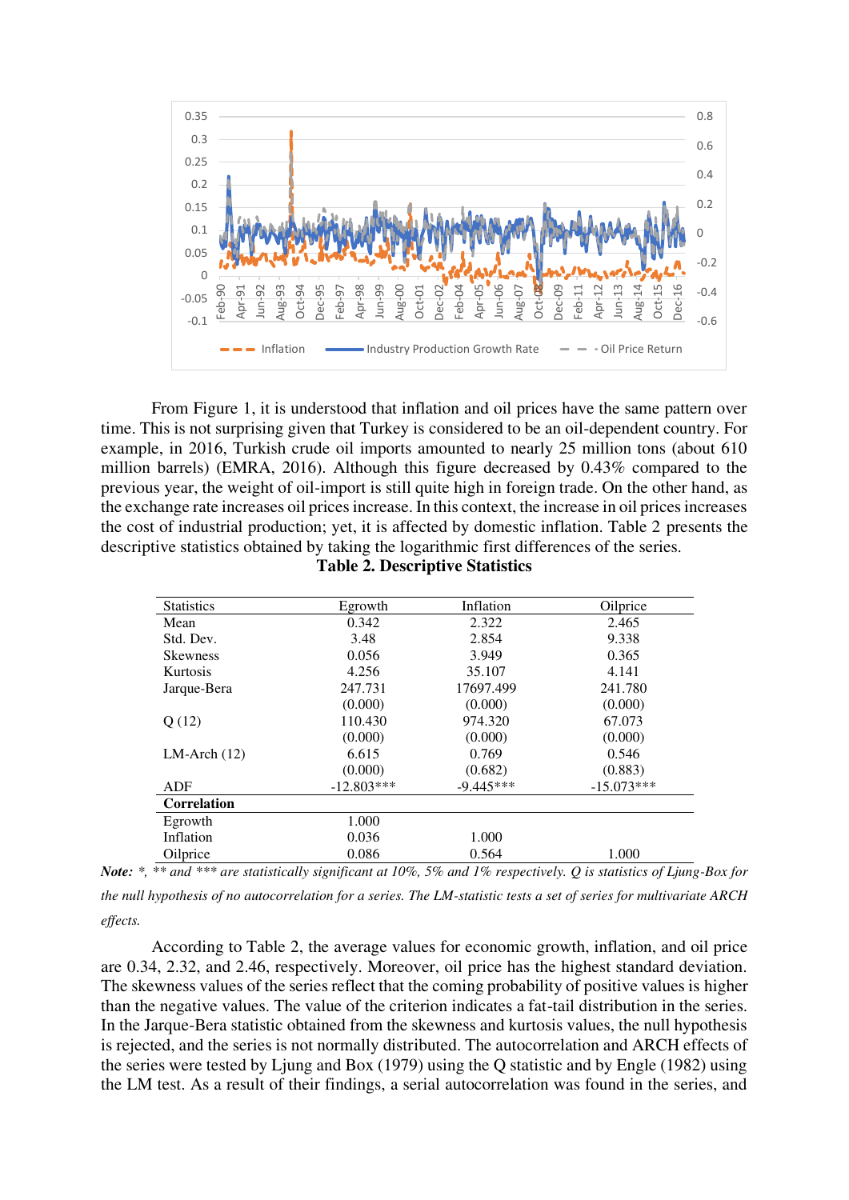From Figure 1, it is understood that inflation and oil prices have the same pattern over time. This is not surprising given that Turkey is considered to be an oil-dependent country. For example, in 2016, Turkish crude oil imports amounted to nearly 25 million tons (about 610 million barrels) (EMRA, 2016). Although this figure decreased by 0.43% compared to the previous year, the weight of oil-import is still quite high in foreign trade. On the other hand, as the exchange rate increases oil prices increase. In this context, the increase in oil prices increases the cost of industrial production; yet, it is affected by domestic inflation. Table 2 presents the descriptive statistics obtained by taking the logarithmic first differences of the series.

**Table 2. Descriptive Statistics**

| Statistics | Egrowth | Inflation | Oilprice |
|---|---|---|---|
| Mean | 0.342 | 2.322 | 2.465 |
| Std. Dev. | 3.48 | 2.854 | 9.338 |
| Skewness | 0.056 | 3.949 | 0.365 |
| Kurtosis | 4.256 | 35.107 | 4.141 |
| Jarque-Bera | 247.731 | 17697.499 | 241.780 |
| | (0.000) | (0.000) | (0.000) |
| Q (12) | 110.430 | 974.320 | 67.073 |
| | (0.000) | (0.000) | (0.000) |
| LM-Arch (12) | 6.615 | 0.769 | 0.546 |
| | (0.000) | (0.682) | (0.883) |
| ADF | -12.803*** | -9.445*** | -15.073*** |
| **Correlation** | | | |
| Egrowth | 1.000 | | |
| Inflation | 0.036 | 1.000 | |
| Oilprice | 0.086 | 0.564 | 1.000 |

***Note:*** *\*, \*\* and \*\*\* are statistically significant at 10%, 5% and 1% respectively. Q is statistics of Ljung-Box for the null hypothesis of no autocorrelation for a series. The LM-statistic tests a set of series for multivariate ARCH effects.*

According to Table 2, the average values for economic growth, inflation, and oil price are 0.34, 2.32, and 2.46, respectively. Moreover, oil price has the highest standard deviation. The skewness values of the series reflect that the coming probability of positive values is higher than the negative values. The value of the criterion indicates a fat-tail distribution in the series. In the Jarque-Bera statistic obtained from the skewness and kurtosis values, the null hypothesis is rejected, and the series is not normally distributed. The autocorrelation and ARCH effects of the series were tested by Ljung and Box (1979) using the Q statistic and by Engle (1982) using the LM test. As a result of their findings, a serial autocorrelation was found in the series, and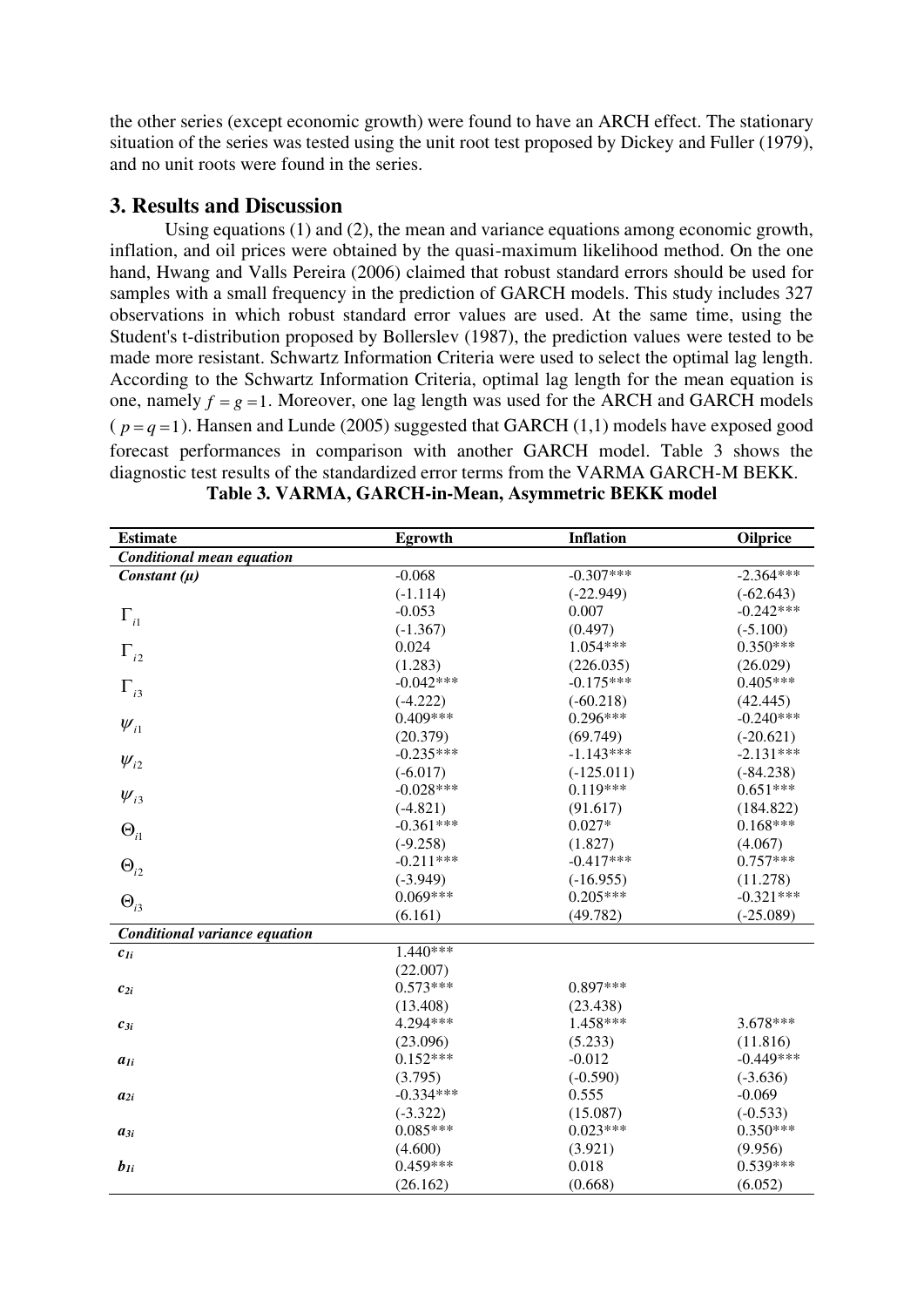the other series (except economic growth) were found to have an ARCH effect. The stationary situation of the series was tested using the unit root test proposed by Dickey and Fuller (1979), and no unit roots were found in the series.

## 3. Results and Discussion

Using equations (1) and (2), the mean and variance equations among economic growth, inflation, and oil prices were obtained by the quasi-maximum likelihood method. On the one hand, Hwang and Valls Pereira (2006) claimed that robust standard errors should be used for samples with a small frequency in the prediction of GARCH models. This study includes 327 observations in which robust standard error values are used. At the same time, using the Student's t-distribution proposed by Bollerslev (1987), the prediction values were tested to be made more resistant. Schwartz Information Criteria were used to select the optimal lag length. According to the Schwartz Information Criteria, optimal lag length for the mean equation is one, namely $f = g = 1$. Moreover, one lag length was used for the ARCH and GARCH models ($p = q = 1$). Hansen and Lunde (2005) suggested that GARCH (1,1) models have exposed good forecast performances in comparison with another GARCH model. Table 3 shows the diagnostic test results of the standardized error terms from the VARMA GARCH-M BEKK.

**Table 3. VARMA, GARCH-in-Mean, Asymmetric BEKK model**

| Estimate | Egrowth | Inflation | Oilprice |
|---|---|---|---|
| ***Conditional mean equation*** | | | |
| ***Constant (μ)*** | -0.068 | -0.307*** | -2.364*** |
| | (-1.114) | (-22.949) | (-62.643) |
| $\Gamma_{i1}$ | -0.053 | 0.007 | -0.242*** |
| | (-1.367) | (0.497) | (-5.100) |
| $\Gamma_{i2}$ | 0.024 | 1.054*** | 0.350*** |
| | (1.283) | (226.035) | (26.029) |
| $\Gamma_{i3}$ | -0.042*** | -0.175*** | 0.405*** |
| | (-4.222) | (-60.218) | (42.445) |
| $\psi_{i1}$ | 0.409*** | 0.296*** | -0.240*** |
| | (20.379) | (69.749) | (-20.621) |
| $\psi_{i2}$ | -0.235*** | -1.143*** | -2.131*** |
| | (-6.017) | (-125.011) | (-84.238) |
| $\psi_{i3}$ | -0.028*** | 0.119*** | 0.651*** |
| | (-4.821) | (91.617) | (184.822) |
| $\Theta_{i1}$ | -0.361*** | 0.027* | 0.168*** |
| | (-9.258) | (1.827) | (4.067) |
| $\Theta_{i2}$ | -0.211*** | -0.417*** | 0.757*** |
| | (-3.949) | (-16.955) | (11.278) |
| $\Theta_{i3}$ | 0.069*** | 0.205*** | -0.321*** |
| | (6.161) | (49.782) | (-25.089) |
| ***Conditional variance equation*** | | | |
| $c_{1i}$ | 1.440*** | | |
| | (22.007) | | |
| $c_{2i}$ | 0.573*** | 0.897*** | |
| | (13.408) | (23.438) | |
| $c_{3i}$ | 4.294*** | 1.458*** | 3.678*** |
| | (23.096) | (5.233) | (11.816) |
| $a_{1i}$ | 0.152*** | -0.012 | -0.449*** |
| | (3.795) | (-0.590) | (-3.636) |
| $a_{2i}$ | -0.334*** | 0.555 | -0.069 |
| | (-3.322) | (15.087) | (-0.533) |
| $a_{3i}$ | 0.085*** | 0.023*** | 0.350*** |
| | (4.600) | (3.921) | (9.956) |
| $b_{1i}$ | 0.459*** | 0.018 | 0.539*** |
| | (26.162) | (0.668) | (6.052) |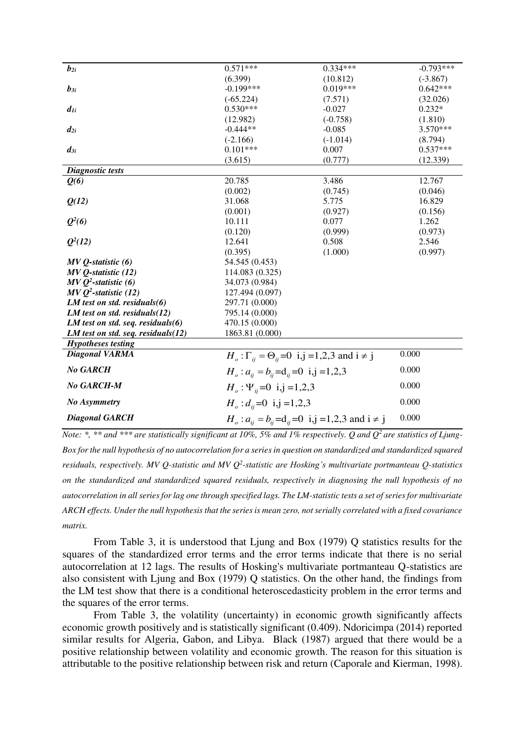| | | | |
|---|---|---|---|
| $b_{2i}$ | 0.571*** | 0.334*** | -0.793*** |
| | (6.399) | (10.812) | (-3.867) |
| $b_{3i}$ | -0.199*** | 0.019*** | 0.642*** |
| | (-65.224) | (7.571) | (32.026) |
| $d_{1i}$ | 0.530*** | -0.027 | 0.232* |
| | (12.982) | (-0.758) | (1.810) |
| $d_{2i}$ | -0.444** | -0.085 | 3.570*** |
| | (-2.166) | (-1.014) | (8.794) |
| $d_{3i}$ | 0.101*** | 0.007 | 0.537*** |
| | (3.615) | (0.777) | (12.339) |
| ***Diagnostic tests*** | | | |
| ***Q(6)*** | 20.785 | 3.486 | 12.767 |
| | (0.002) | (0.745) | (0.046) |
| ***Q(12)*** | 31.068 | 5.775 | 16.829 |
| | (0.001) | (0.927) | (0.156) |
| ***$Q^2(6)$*** | 10.111 | 0.077 | 1.262 |
| | (0.120) | (0.999) | (0.973) |
| ***$Q^2(12)$*** | 12.641 | 0.508 | 2.546 |
| | (0.395) | (1.000) | (0.997) |
| ***MV Q-statistic (6)*** | 54.545 (0.453) | | |
| ***MV Q-statistic (12)*** | 114.083 (0.325) | | |
| ***MV $Q^2$-statistic (6)*** | 34.073 (0.984) | | |
| ***MV $Q^2$-statistic (12)*** | 127.494 (0.097) | | |
| ***LM test on std. residuals(6)*** | 297.71 (0.000) | | |
| ***LM test on std. residuals(12)*** | 795.14 (0.000) | | |
| ***LM test on std. seq. residuals(6)*** | 470.15 (0.000) | | |
| ***LM test on std. seq. residuals(12)*** | 1863.81 (0.000) | | |
| ***Hypotheses testing*** | | | |
| ***Diagonal VARMA*** | $H_o: \Gamma_{ij} = \Theta_{ij} = 0$ i,j =1,2,3 and $i \neq j$ | | 0.000 |
| ***No GARCH*** | $H_o: a_{ij} = b_{ij} = d_{ij} = 0$ i,j =1,2,3 | | 0.000 |
| ***No GARCH-M*** | $H_o: \Psi_{ij} = 0$ i,j =1,2,3 | | 0.000 |
| ***No Asymmetry*** | $H_o: d_{ij} = 0$ i,j =1,2,3 | | 0.000 |
| ***Diagonal GARCH*** | $H_o: a_{ij} = b_{ij} = d_{ij} = 0$ i,j =1,2,3 and $i \neq j$ | | 0.000 |

*Note: *, ** and *** are statistically significant at 10%, 5% and 1% respectively. Q and $Q^2$ are statistics of Ljung-Box for the null hypothesis of no autocorrelation for a series in question on standardized and standardized squared residuals, respectively. MV Q-statistic and MV $Q^2$-statistic are Hosking's multivariate portmanteau Q-statistics on the standardized and standardized squared residuals, respectively in diagnosing the null hypothesis of no autocorrelation in all series for lag one through specified lags. The LM-statistic tests a set of series for multivariate ARCH effects. Under the null hypothesis that the series is mean zero, not serially correlated with a fixed covariance matrix.*

From Table 3, it is understood that Ljung and Box (1979) Q statistics results for the squares of the standardized error terms and the error terms indicate that there is no serial autocorrelation at 12 lags. The results of Hosking's multivariate portmanteau Q-statistics are also consistent with Ljung and Box (1979) Q statistics. On the other hand, the findings from the LM test show that there is a conditional heteroscedasticity problem in the error terms and the squares of the error terms.

From Table 3, the volatility (uncertainty) in economic growth significantly affects economic growth positively and is statistically significant (0.409). Ndoricimpa (2014) reported similar results for Algeria, Gabon, and Libya. Black (1987) argued that there would be a positive relationship between volatility and economic growth. The reason for this situation is attributable to the positive relationship between risk and return (Caporale and Kierman, 1998).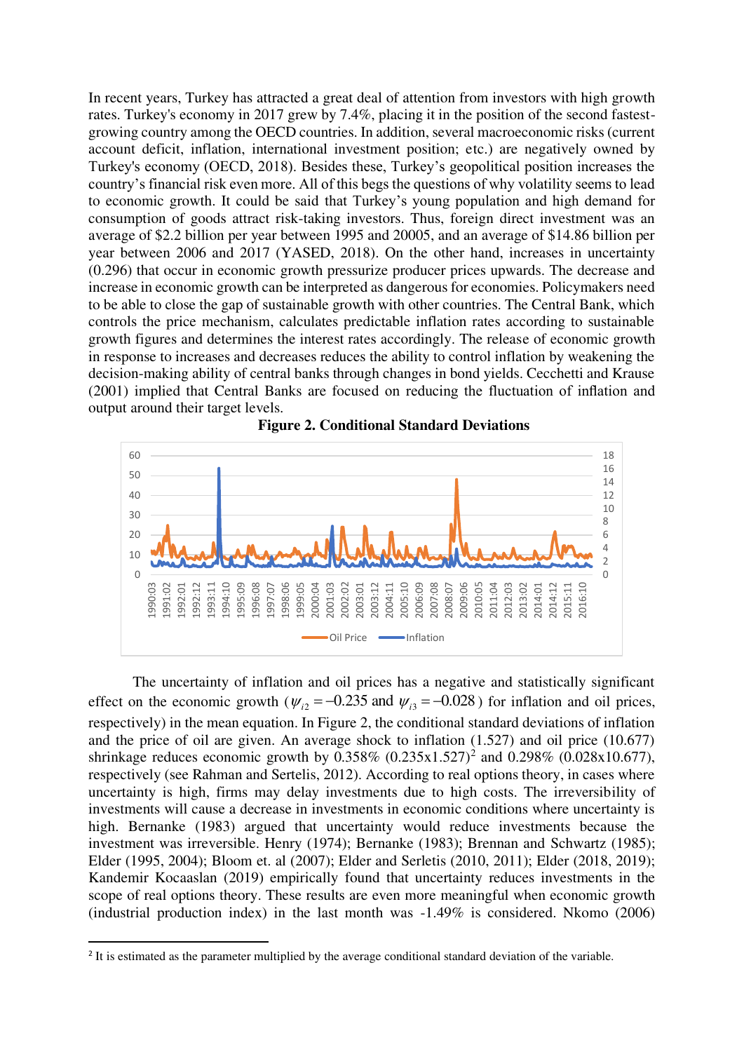In recent years, Turkey has attracted a great deal of attention from investors with high growth rates. Turkey's economy in 2017 grew by 7.4%, placing it in the position of the second fastest-growing country among the OECD countries. In addition, several macroeconomic risks (current account deficit, inflation, international investment position; etc.) are negatively owned by Turkey's economy (OECD, 2018). Besides these, Turkey's geopolitical position increases the country's financial risk even more. All of this begs the questions of why volatility seems to lead to economic growth. It could be said that Turkey's young population and high demand for consumption of goods attract risk-taking investors. Thus, foreign direct investment was an average of $2.2 billion per year between 1995 and 20005, and an average of $14.86 billion per year between 2006 and 2017 (YASED, 2018). On the other hand, increases in uncertainty (0.296) that occur in economic growth pressurize producer prices upwards. The decrease and increase in economic growth can be interpreted as dangerous for economies. Policymakers need to be able to close the gap of sustainable growth with other countries. The Central Bank, which controls the price mechanism, calculates predictable inflation rates according to sustainable growth figures and determines the interest rates accordingly. The release of economic growth in response to increases and decreases reduces the ability to control inflation by weakening the decision-making ability of central banks through changes in bond yields. Cecchetti and Krause (2001) implied that Central Banks are focused on reducing the fluctuation of inflation and output around their target levels.

**Figure 2. Conditional Standard Deviations**

The uncertainty of inflation and oil prices has a negative and statistically significant effect on the economic growth ($\psi_{i2} = -0.235$ and $\psi_{i3} = -0.028$) for inflation and oil prices, respectively) in the mean equation. In Figure 2, the conditional standard deviations of inflation and the price of oil are given. An average shock to inflation (1.527) and oil price (10.677) shrinkage reduces economic growth by 0.358% (0.235x1.527)[2] and 0.298% (0.028x10.677), respectively (see Rahman and Sertelis, 2012). According to real options theory, in cases where uncertainty is high, firms may delay investments due to high costs. The irreversibility of investments will cause a decrease in investments in economic conditions where uncertainty is high. Bernanke (1983) argued that uncertainty would reduce investments because the investment was irreversible. Henry (1974); Bernanke (1983); Brennan and Schwartz (1985); Elder (1995, 2004); Bloom et. al (2007); Elder and Serletis (2010, 2011); Elder (2018, 2019); Kandemir Kocaaslan (2019) empirically found that uncertainty reduces investments in the scope of real options theory. These results are even more meaningful when economic growth (industrial production index) in the last month was -1.49% is considered. Nkomo (2006)

[2] It is estimated as the parameter multiplied by the average conditional standard deviation of the variable.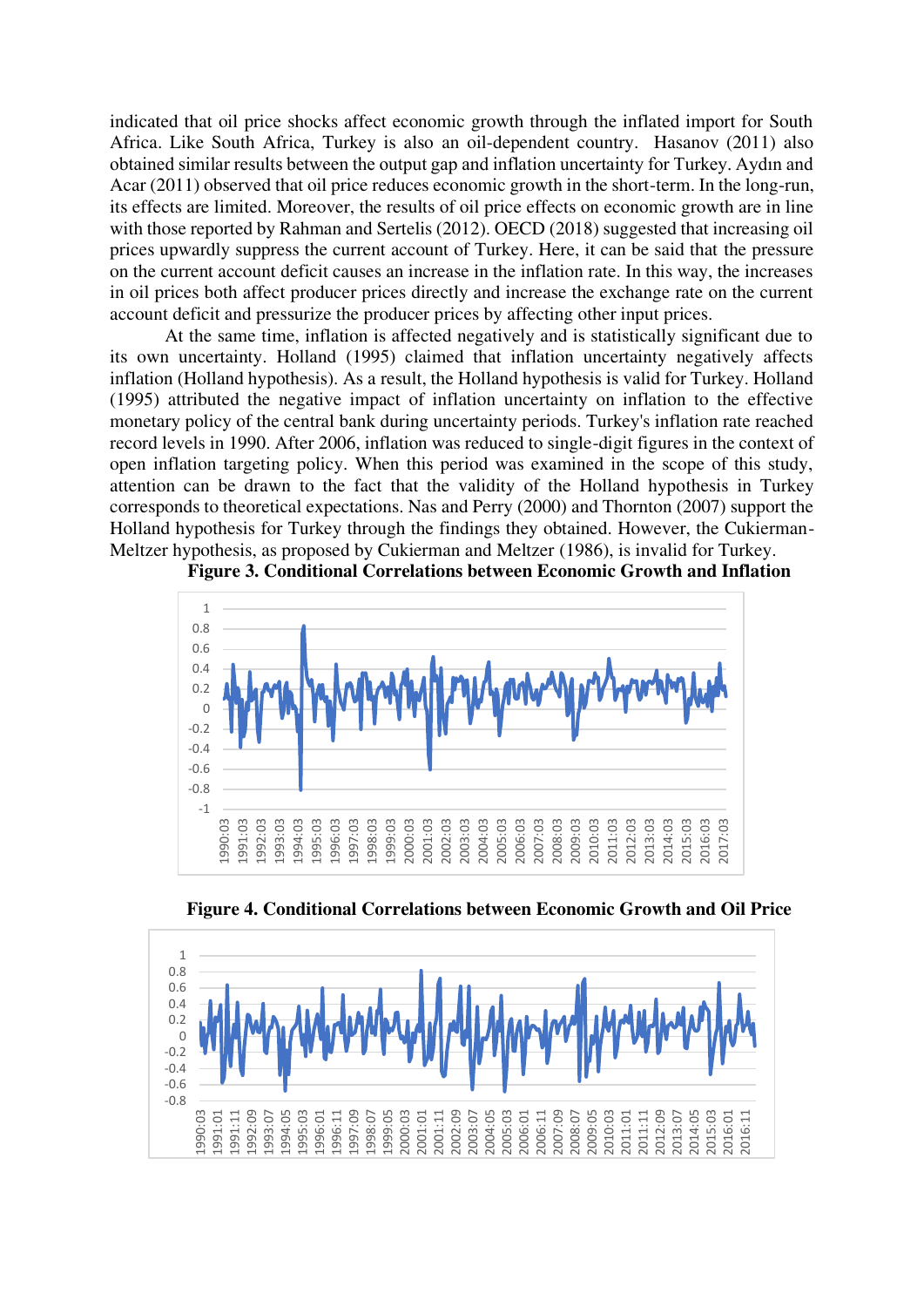indicated that oil price shocks affect economic growth through the inflated import for South Africa. Like South Africa, Turkey is also an oil-dependent country. Hasanov (2011) also obtained similar results between the output gap and inflation uncertainty for Turkey. Aydın and Acar (2011) observed that oil price reduces economic growth in the short-term. In the long-run, its effects are limited. Moreover, the results of oil price effects on economic growth are in line with those reported by Rahman and Sertelis (2012). OECD (2018) suggested that increasing oil prices upwardly suppress the current account of Turkey. Here, it can be said that the pressure on the current account deficit causes an increase in the inflation rate. In this way, the increases in oil prices both affect producer prices directly and increase the exchange rate on the current account deficit and pressurize the producer prices by affecting other input prices.

At the same time, inflation is affected negatively and is statistically significant due to its own uncertainty. Holland (1995) claimed that inflation uncertainty negatively affects inflation (Holland hypothesis). As a result, the Holland hypothesis is valid for Turkey. Holland (1995) attributed the negative impact of inflation uncertainty on inflation to the effective monetary policy of the central bank during uncertainty periods. Turkey's inflation rate reached record levels in 1990. After 2006, inflation was reduced to single-digit figures in the context of open inflation targeting policy. When this period was examined in the scope of this study, attention can be drawn to the fact that the validity of the Holland hypothesis in Turkey corresponds to theoretical expectations. Nas and Perry (2000) and Thornton (2007) support the Holland hypothesis for Turkey through the findings they obtained. However, the Cukierman-Meltzer hypothesis, as proposed by Cukierman and Meltzer (1986), is invalid for Turkey.

**Figure 3. Conditional Correlations between Economic Growth and Inflation**

**Figure 4. Conditional Correlations between Economic Growth and Oil Price**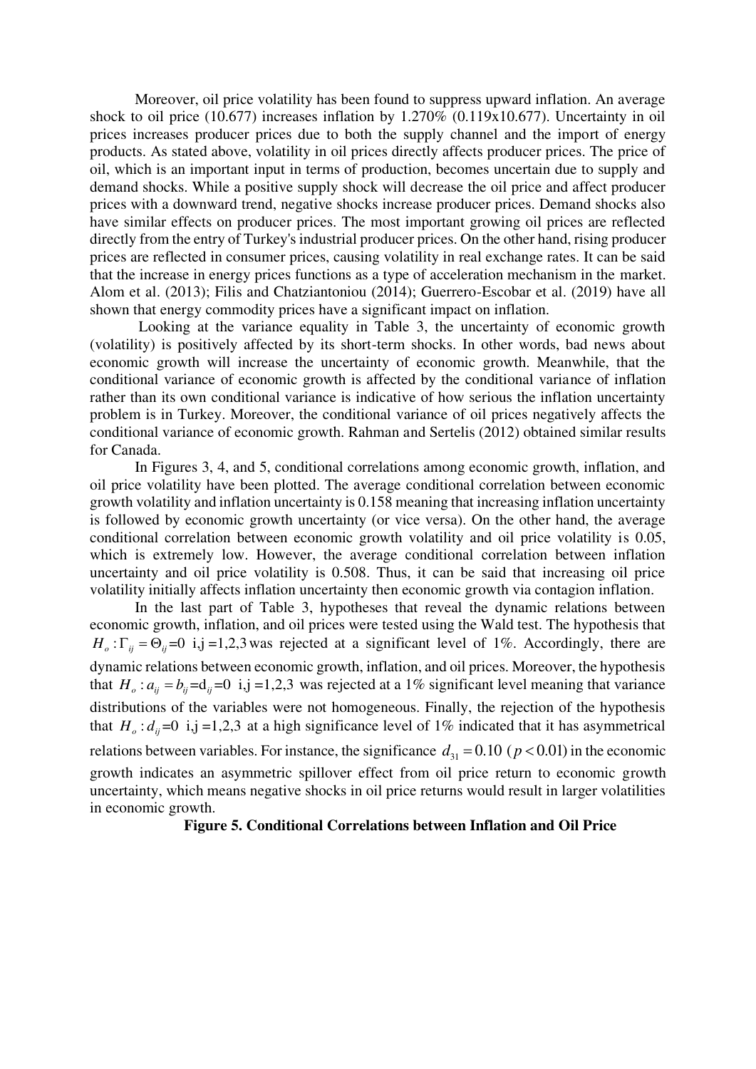Moreover, oil price volatility has been found to suppress upward inflation. An average shock to oil price (10.677) increases inflation by 1.270% (0.119x10.677). Uncertainty in oil prices increases producer prices due to both the supply channel and the import of energy products. As stated above, volatility in oil prices directly affects producer prices. The price of oil, which is an important input in terms of production, becomes uncertain due to supply and demand shocks. While a positive supply shock will decrease the oil price and affect producer prices with a downward trend, negative shocks increase producer prices. Demand shocks also have similar effects on producer prices. The most important growing oil prices are reflected directly from the entry of Turkey's industrial producer prices. On the other hand, rising producer prices are reflected in consumer prices, causing volatility in real exchange rates. It can be said that the increase in energy prices functions as a type of acceleration mechanism in the market. Alom et al. (2013); Filis and Chatziantoniou (2014); Guerrero-Escobar et al. (2019) have all shown that energy commodity prices have a significant impact on inflation.

Looking at the variance equality in Table 3, the uncertainty of economic growth (volatility) is positively affected by its short-term shocks. In other words, bad news about economic growth will increase the uncertainty of economic growth. Meanwhile, that the conditional variance of economic growth is affected by the conditional variance of inflation rather than its own conditional variance is indicative of how serious the inflation uncertainty problem is in Turkey. Moreover, the conditional variance of oil prices negatively affects the conditional variance of economic growth. Rahman and Sertelis (2012) obtained similar results for Canada.

In Figures 3, 4, and 5, conditional correlations among economic growth, inflation, and oil price volatility have been plotted. The average conditional correlation between economic growth volatility and inflation uncertainty is 0.158 meaning that increasing inflation uncertainty is followed by economic growth uncertainty (or vice versa). On the other hand, the average conditional correlation between economic growth volatility and oil price volatility is 0.05, which is extremely low. However, the average conditional correlation between inflation uncertainty and oil price volatility is 0.508. Thus, it can be said that increasing oil price volatility initially affects inflation uncertainty then economic growth via contagion inflation.

In the last part of Table 3, hypotheses that reveal the dynamic relations between economic growth, inflation, and oil prices were tested using the Wald test. The hypothesis that $H_o: \Gamma_{ij} = \Theta_{ij} = 0 \;\; \text{i,j} = 1,2,3$ was rejected at a significant level of 1%. Accordingly, there are dynamic relations between economic growth, inflation, and oil prices. Moreover, the hypothesis that $H_o: a_{ij} = b_{ij} = \text{d}_{ij} = 0 \;\; \text{i,j} = 1,2,3$ was rejected at a 1% significant level meaning that variance distributions of the variables were not homogeneous. Finally, the rejection of the hypothesis that $H_o: d_{ij} = 0 \;\; \text{i,j} = 1,2,3$ at a high significance level of 1% indicated that it has asymmetrical relations between variables. For instance, the significance $d_{31} = 0.10$ ($p < 0.01$) in the economic growth indicates an asymmetric spillover effect from oil price return to economic growth uncertainty, which means negative shocks in oil price returns would result in larger volatilities in economic growth.

**Figure 5. Conditional Correlations between Inflation and Oil Price**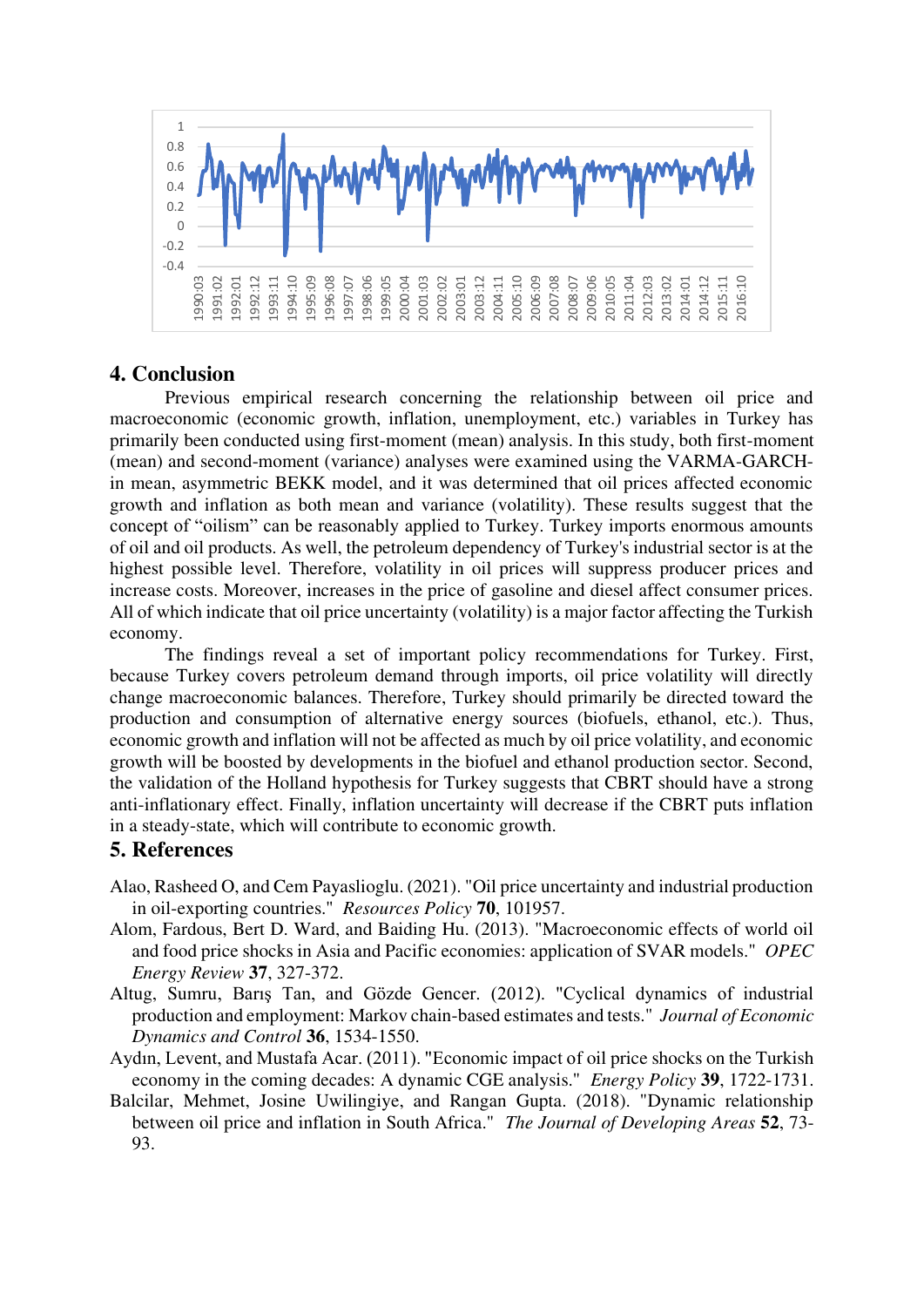## 4. Conclusion

Previous empirical research concerning the relationship between oil price and macroeconomic (economic growth, inflation, unemployment, etc.) variables in Turkey has primarily been conducted using first-moment (mean) analysis. In this study, both first-moment (mean) and second-moment (variance) analyses were examined using the VARMA-GARCH-in mean, asymmetric BEKK model, and it was determined that oil prices affected economic growth and inflation as both mean and variance (volatility). These results suggest that the concept of "oilism" can be reasonably applied to Turkey. Turkey imports enormous amounts of oil and oil products. As well, the petroleum dependency of Turkey's industrial sector is at the highest possible level. Therefore, volatility in oil prices will suppress producer prices and increase costs. Moreover, increases in the price of gasoline and diesel affect consumer prices. All of which indicate that oil price uncertainty (volatility) is a major factor affecting the Turkish economy.

The findings reveal a set of important policy recommendations for Turkey. First, because Turkey covers petroleum demand through imports, oil price volatility will directly change macroeconomic balances. Therefore, Turkey should primarily be directed toward the production and consumption of alternative energy sources (biofuels, ethanol, etc.). Thus, economic growth and inflation will not be affected as much by oil price volatility, and economic growth will be boosted by developments in the biofuel and ethanol production sector. Second, the validation of the Holland hypothesis for Turkey suggests that CBRT should have a strong anti-inflationary effect. Finally, inflation uncertainty will decrease if the CBRT puts inflation in a steady-state, which will contribute to economic growth.

## 5. References

Alao, Rasheed O, and Cem Payaslioglu. (2021). "Oil price uncertainty and industrial production in oil-exporting countries." *Resources Policy* **70**, 101957.

Alom, Fardous, Bert D. Ward, and Baiding Hu. (2013). "Macroeconomic effects of world oil and food price shocks in Asia and Pacific economies: application of SVAR models." *OPEC Energy Review* **37**, 327-372.

Altug, Sumru, Barış Tan, and Gözde Gencer. (2012). "Cyclical dynamics of industrial production and employment: Markov chain-based estimates and tests." *Journal of Economic Dynamics and Control* **36**, 1534-1550.

Aydın, Levent, and Mustafa Acar. (2011). "Economic impact of oil price shocks on the Turkish economy in the coming decades: A dynamic CGE analysis." *Energy Policy* **39**, 1722-1731.

Balcilar, Mehmet, Josine Uwilingiye, and Rangan Gupta. (2018). "Dynamic relationship between oil price and inflation in South Africa." *The Journal of Developing Areas* **52**, 73-93.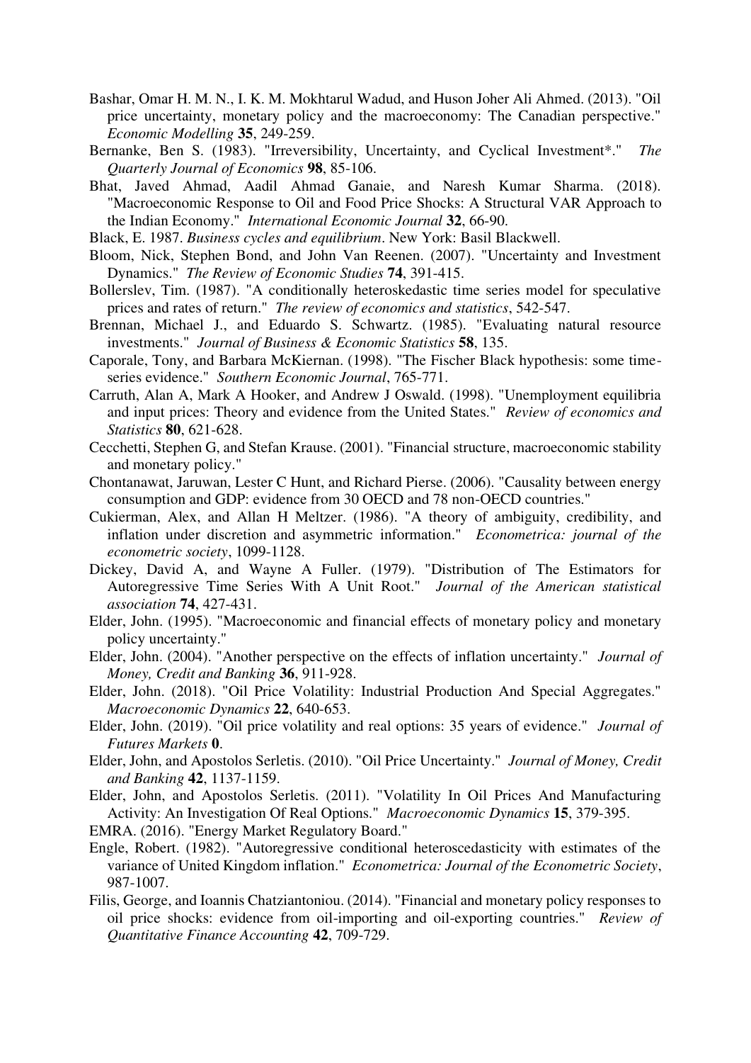Bashar, Omar H. M. N., I. K. M. Mokhtarul Wadud, and Huson Joher Ali Ahmed. (2013). "Oil price uncertainty, monetary policy and the macroeconomy: The Canadian perspective." *Economic Modelling* **35**, 249-259.

Bernanke, Ben S. (1983). "Irreversibility, Uncertainty, and Cyclical Investment*." *The Quarterly Journal of Economics* **98**, 85-106.

Bhat, Javed Ahmad, Aadil Ahmad Ganaie, and Naresh Kumar Sharma. (2018). "Macroeconomic Response to Oil and Food Price Shocks: A Structural VAR Approach to the Indian Economy." *International Economic Journal* **32**, 66-90.

Black, E. 1987. *Business cycles and equilibrium*. New York: Basil Blackwell.

Bloom, Nick, Stephen Bond, and John Van Reenen. (2007). "Uncertainty and Investment Dynamics." *The Review of Economic Studies* **74**, 391-415.

Bollerslev, Tim. (1987). "A conditionally heteroskedastic time series model for speculative prices and rates of return." *The review of economics and statistics*, 542-547.

Brennan, Michael J., and Eduardo S. Schwartz. (1985). "Evaluating natural resource investments." *Journal of Business & Economic Statistics* **58**, 135.

Caporale, Tony, and Barbara McKiernan. (1998). "The Fischer Black hypothesis: some time-series evidence." *Southern Economic Journal*, 765-771.

Carruth, Alan A, Mark A Hooker, and Andrew J Oswald. (1998). "Unemployment equilibria and input prices: Theory and evidence from the United States." *Review of economics and Statistics* **80**, 621-628.

Cecchetti, Stephen G, and Stefan Krause. (2001). "Financial structure, macroeconomic stability and monetary policy."

Chontanawat, Jaruwan, Lester C Hunt, and Richard Pierse. (2006). "Causality between energy consumption and GDP: evidence from 30 OECD and 78 non-OECD countries."

Cukierman, Alex, and Allan H Meltzer. (1986). "A theory of ambiguity, credibility, and inflation under discretion and asymmetric information." *Econometrica: journal of the econometric society*, 1099-1128.

Dickey, David A, and Wayne A Fuller. (1979). "Distribution of The Estimators for Autoregressive Time Series With A Unit Root." *Journal of the American statistical association* **74**, 427-431.

Elder, John. (1995). "Macroeconomic and financial effects of monetary policy and monetary policy uncertainty."

Elder, John. (2004). "Another perspective on the effects of inflation uncertainty." *Journal of Money, Credit and Banking* **36**, 911-928.

Elder, John. (2018). "Oil Price Volatility: Industrial Production And Special Aggregates." *Macroeconomic Dynamics* **22**, 640-653.

Elder, John. (2019). "Oil price volatility and real options: 35 years of evidence." *Journal of Futures Markets* **0**.

Elder, John, and Apostolos Serletis. (2010). "Oil Price Uncertainty." *Journal of Money, Credit and Banking* **42**, 1137-1159.

Elder, John, and Apostolos Serletis. (2011). "Volatility In Oil Prices And Manufacturing Activity: An Investigation Of Real Options." *Macroeconomic Dynamics* **15**, 379-395.

EMRA. (2016). "Energy Market Regulatory Board."

Engle, Robert. (1982). "Autoregressive conditional heteroscedasticity with estimates of the variance of United Kingdom inflation." *Econometrica: Journal of the Econometric Society*, 987-1007.

Filis, George, and Ioannis Chatziantoniou. (2014). "Financial and monetary policy responses to oil price shocks: evidence from oil-importing and oil-exporting countries." *Review of Quantitative Finance Accounting* **42**, 709-729.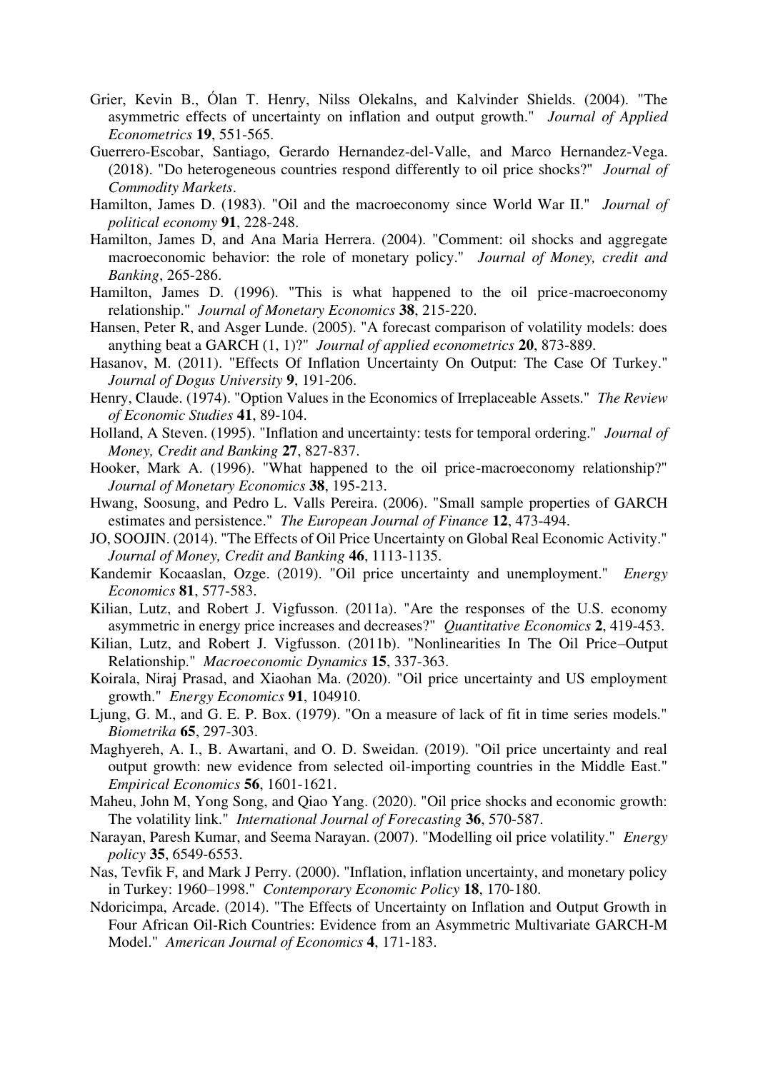Grier, Kevin B., Ólan T. Henry, Nilss Olekalns, and Kalvinder Shields. (2004). "The asymmetric effects of uncertainty on inflation and output growth." *Journal of Applied Econometrics* **19**, 551-565.

Guerrero-Escobar, Santiago, Gerardo Hernandez-del-Valle, and Marco Hernandez-Vega. (2018). "Do heterogeneous countries respond differently to oil price shocks?" *Journal of Commodity Markets*.

Hamilton, James D. (1983). "Oil and the macroeconomy since World War II." *Journal of political economy* **91**, 228-248.

Hamilton, James D, and Ana Maria Herrera. (2004). "Comment: oil shocks and aggregate macroeconomic behavior: the role of monetary policy." *Journal of Money, credit and Banking*, 265-286.

Hamilton, James D. (1996). "This is what happened to the oil price-macroeconomy relationship." *Journal of Monetary Economics* **38**, 215-220.

Hansen, Peter R, and Asger Lunde. (2005). "A forecast comparison of volatility models: does anything beat a GARCH (1, 1)?" *Journal of applied econometrics* **20**, 873-889.

Hasanov, M. (2011). "Effects Of Inflation Uncertainty On Output: The Case Of Turkey." *Journal of Dogus University* **9**, 191-206.

Henry, Claude. (1974). "Option Values in the Economics of Irreplaceable Assets." *The Review of Economic Studies* **41**, 89-104.

Holland, A Steven. (1995). "Inflation and uncertainty: tests for temporal ordering." *Journal of Money, Credit and Banking* **27**, 827-837.

Hooker, Mark A. (1996). "What happened to the oil price-macroeconomy relationship?" *Journal of Monetary Economics* **38**, 195-213.

Hwang, Soosung, and Pedro L. Valls Pereira. (2006). "Small sample properties of GARCH estimates and persistence." *The European Journal of Finance* **12**, 473-494.

JO, SOOJIN. (2014). "The Effects of Oil Price Uncertainty on Global Real Economic Activity." *Journal of Money, Credit and Banking* **46**, 1113-1135.

Kandemir Kocaaslan, Ozge. (2019). "Oil price uncertainty and unemployment." *Energy Economics* **81**, 577-583.

Kilian, Lutz, and Robert J. Vigfusson. (2011a). "Are the responses of the U.S. economy asymmetric in energy price increases and decreases?" *Quantitative Economics* **2**, 419-453.

Kilian, Lutz, and Robert J. Vigfusson. (2011b). "Nonlinearities In The Oil Price–Output Relationship." *Macroeconomic Dynamics* **15**, 337-363.

Koirala, Niraj Prasad, and Xiaohan Ma. (2020). "Oil price uncertainty and US employment growth." *Energy Economics* **91**, 104910.

Ljung, G. M., and G. E. P. Box. (1979). "On a measure of lack of fit in time series models." *Biometrika* **65**, 297-303.

Maghyereh, A. I., B. Awartani, and O. D. Sweidan. (2019). "Oil price uncertainty and real output growth: new evidence from selected oil-importing countries in the Middle East." *Empirical Economics* **56**, 1601-1621.

Maheu, John M, Yong Song, and Qiao Yang. (2020). "Oil price shocks and economic growth: The volatility link." *International Journal of Forecasting* **36**, 570-587.

Narayan, Paresh Kumar, and Seema Narayan. (2007). "Modelling oil price volatility." *Energy policy* **35**, 6549-6553.

Nas, Tevfik F, and Mark J Perry. (2000). "Inflation, inflation uncertainty, and monetary policy in Turkey: 1960–1998." *Contemporary Economic Policy* **18**, 170-180.

Ndoricimpa, Arcade. (2014). "The Effects of Uncertainty on Inflation and Output Growth in Four African Oil-Rich Countries: Evidence from an Asymmetric Multivariate GARCH-M Model." *American Journal of Economics* **4**, 171-183.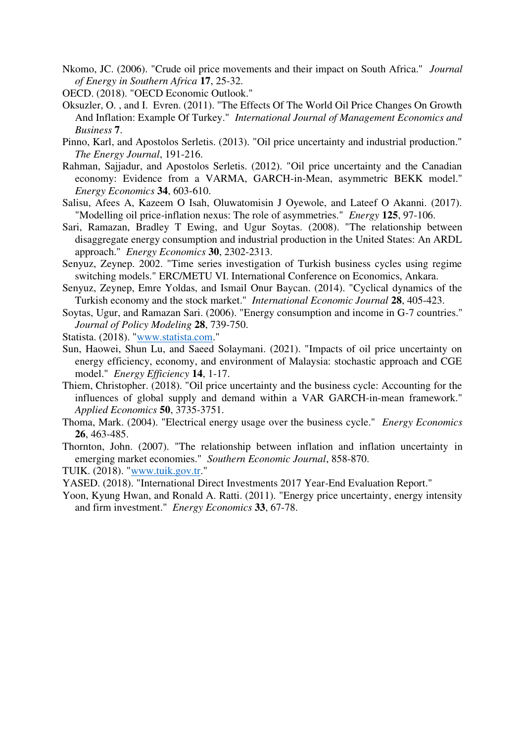Nkomo, JC. (2006). "Crude oil price movements and their impact on South Africa." *Journal of Energy in Southern Africa* **17**, 25-32.

OECD. (2018). "OECD Economic Outlook."

Oksuzler, O. , and I. Evren. (2011). "The Effects Of The World Oil Price Changes On Growth And Inflation: Example Of Turkey." *International Journal of Management Economics and Business* **7**.

Pinno, Karl, and Apostolos Serletis. (2013). "Oil price uncertainty and industrial production." *The Energy Journal*, 191-216.

Rahman, Sajjadur, and Apostolos Serletis. (2012). "Oil price uncertainty and the Canadian economy: Evidence from a VARMA, GARCH-in-Mean, asymmetric BEKK model." *Energy Economics* **34**, 603-610.

Salisu, Afees A, Kazeem O Isah, Oluwatomisin J Oyewole, and Lateef O Akanni. (2017). "Modelling oil price-inflation nexus: The role of asymmetries." *Energy* **125**, 97-106.

Sari, Ramazan, Bradley T Ewing, and Ugur Soytas. (2008). "The relationship between disaggregate energy consumption and industrial production in the United States: An ARDL approach." *Energy Economics* **30**, 2302-2313.

Senyuz, Zeynep. 2002. "Time series investigation of Turkish business cycles using regime switching models." ERC/METU VI. International Conference on Economics, Ankara.

Senyuz, Zeynep, Emre Yoldas, and Ismail Onur Baycan. (2014). "Cyclical dynamics of the Turkish economy and the stock market." *International Economic Journal* **28**, 405-423.

Soytas, Ugur, and Ramazan Sari. (2006). "Energy consumption and income in G-7 countries." *Journal of Policy Modeling* **28**, 739-750.

Statista. (2018). "www.statista.com."

Sun, Haowei, Shun Lu, and Saeed Solaymani. (2021). "Impacts of oil price uncertainty on energy efficiency, economy, and environment of Malaysia: stochastic approach and CGE model." *Energy Efficiency* **14**, 1-17.

Thiem, Christopher. (2018). "Oil price uncertainty and the business cycle: Accounting for the influences of global supply and demand within a VAR GARCH-in-mean framework." *Applied Economics* **50**, 3735-3751.

Thoma, Mark. (2004). "Electrical energy usage over the business cycle." *Energy Economics* **26**, 463-485.

Thornton, John. (2007). "The relationship between inflation and inflation uncertainty in emerging market economies." *Southern Economic Journal*, 858-870.

TUIK. (2018). "www.tuik.gov.tr."

YASED. (2018). "International Direct Investments 2017 Year-End Evaluation Report."

Yoon, Kyung Hwan, and Ronald A. Ratti. (2011). "Energy price uncertainty, energy intensity and firm investment." *Energy Economics* **33**, 67-78.